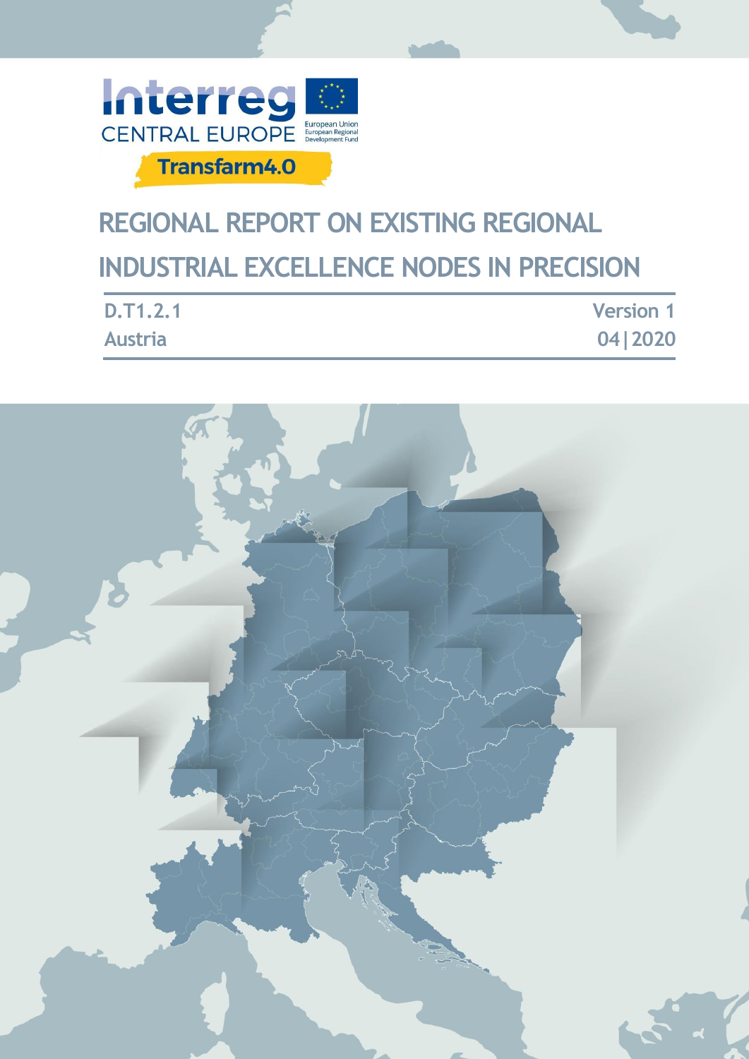Interreg

CENTRAL EUROPE

European Union
European Regional Development Fund

Transfarm4.0

# REGIONAL REPORT ON EXISTING REGIONAL INDUSTRIAL EXCELLENCE NODES IN PRECISION

| D.T1.2.1 | Version 1 |
|---|---|
| Austria | 04\|2020 |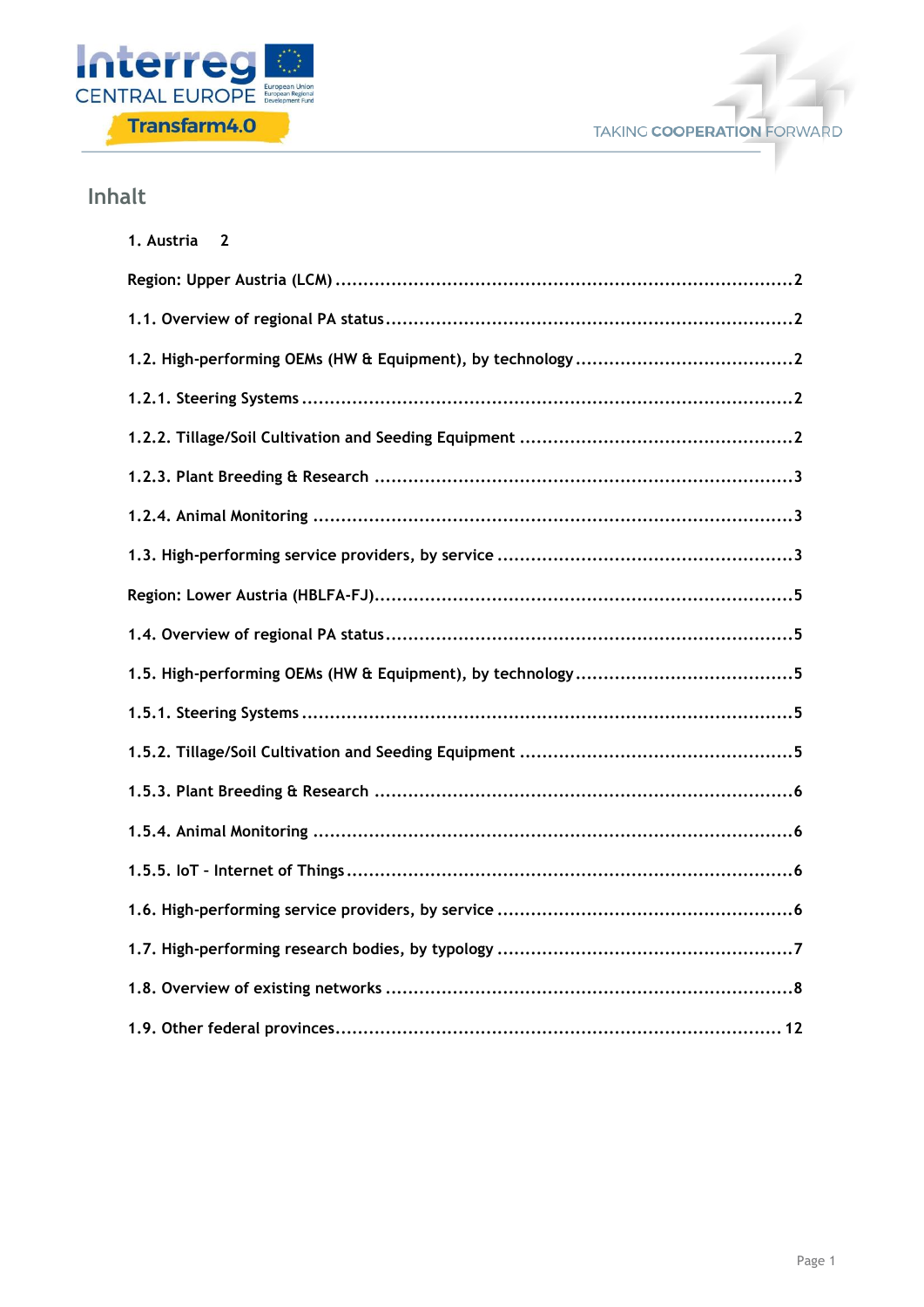## Inhalt

1. Austria 2

Region: Upper Austria (LCM) .....2

1.1. Overview of regional PA status .....2

1.2. High-performing OEMs (HW & Equipment), by technology .....2

1.2.1. Steering Systems .....2

1.2.2. Tillage/Soil Cultivation and Seeding Equipment .....2

1.2.3. Plant Breeding & Research .....3

1.2.4. Animal Monitoring .....3

1.3. High-performing service providers, by service .....3

Region: Lower Austria (HBLFA-FJ) .....5

1.4. Overview of regional PA status .....5

1.5. High-performing OEMs (HW & Equipment), by technology .....5

1.5.1. Steering Systems .....5

1.5.2. Tillage/Soil Cultivation and Seeding Equipment .....5

1.5.3. Plant Breeding & Research .....6

1.5.4. Animal Monitoring .....6

1.5.5. IoT - Internet of Things .....6

1.6. High-performing service providers, by service .....6

1.7. High-performing research bodies, by typology .....7

1.8. Overview of existing networks .....8

1.9. Other federal provinces .....12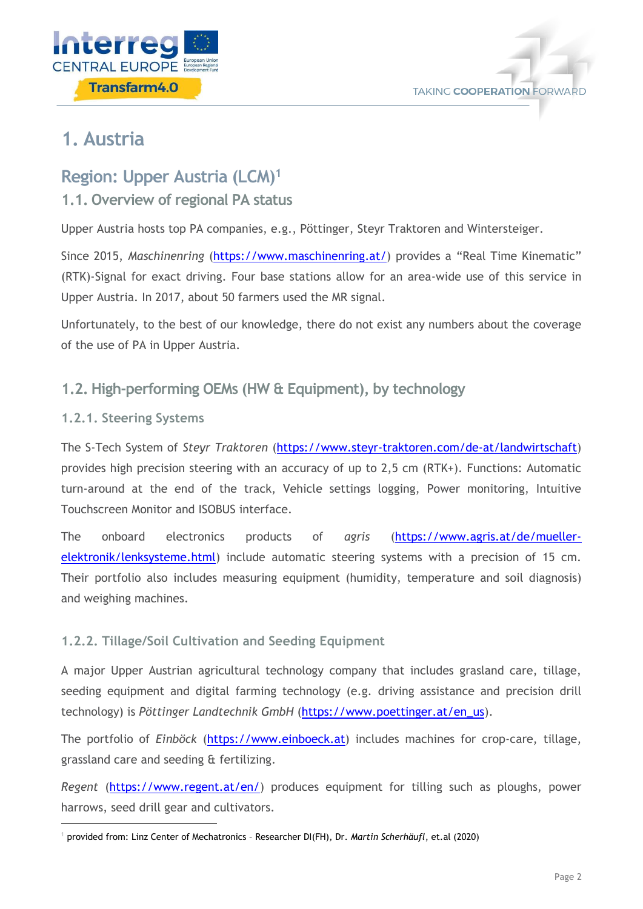# 1. Austria

## Region: Upper Austria (LCM)[1]

### 1.1. Overview of regional PA status

Upper Austria hosts top PA companies, e.g., Pöttinger, Steyr Traktoren and Wintersteiger.

Since 2015, *Maschinenring* (https://www.maschinenring.at/) provides a "Real Time Kinematic" (RTK)-Signal for exact driving. Four base stations allow for an area-wide use of this service in Upper Austria. In 2017, about 50 farmers used the MR signal.

Unfortunately, to the best of our knowledge, there do not exist any numbers about the coverage of the use of PA in Upper Austria.

### 1.2. High-performing OEMs (HW & Equipment), by technology

#### 1.2.1. Steering Systems

The S-Tech System of *Steyr Traktoren* (https://www.steyr-traktoren.com/de-at/landwirtschaft) provides high precision steering with an accuracy of up to 2,5 cm (RTK+). Functions: Automatic turn-around at the end of the track, Vehicle settings logging, Power monitoring, Intuitive Touchscreen Monitor and ISOBUS interface.

The onboard electronics products of *agris* (https://www.agris.at/de/mueller-elektronik/lenksysteme.html) include automatic steering systems with a precision of 15 cm. Their portfolio also includes measuring equipment (humidity, temperature and soil diagnosis) and weighing machines.

#### 1.2.2. Tillage/Soil Cultivation and Seeding Equipment

A major Upper Austrian agricultural technology company that includes grasland care, tillage, seeding equipment and digital farming technology (e.g. driving assistance and precision drill technology) is *Pöttinger Landtechnik GmbH* (https://www.poettinger.at/en_us).

The portfolio of *Einböck* (https://www.einboeck.at) includes machines for crop-care, tillage, grassland care and seeding & fertilizing.

*Regent* (https://www.regent.at/en/) produces equipment for tilling such as ploughs, power harrows, seed drill gear and cultivators.

---

[1] provided from: Linz Center of Mechatronics – Researcher DI(FH), Dr. *Martin Scherhäufl*, et.al (2020)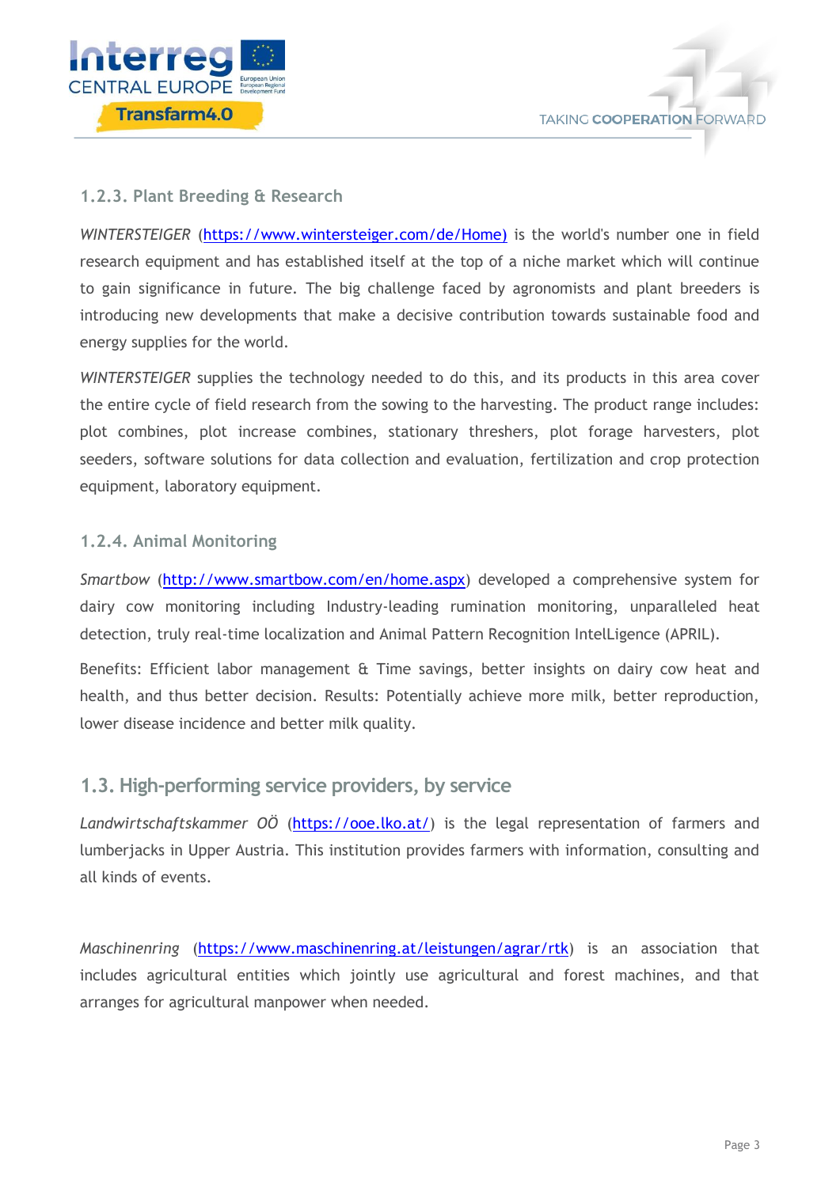### 1.2.3. Plant Breeding & Research

*WINTERSTEIGER* (https://www.wintersteiger.com/de/Home) is the world's number one in field research equipment and has established itself at the top of a niche market which will continue to gain significance in future. The big challenge faced by agronomists and plant breeders is introducing new developments that make a decisive contribution towards sustainable food and energy supplies for the world.

*WINTERSTEIGER* supplies the technology needed to do this, and its products in this area cover the entire cycle of field research from the sowing to the harvesting. The product range includes: plot combines, plot increase combines, stationary threshers, plot forage harvesters, plot seeders, software solutions for data collection and evaluation, fertilization and crop protection equipment, laboratory equipment.

### 1.2.4. Animal Monitoring

*Smartbow* (http://www.smartbow.com/en/home.aspx) developed a comprehensive system for dairy cow monitoring including Industry-leading rumination monitoring, unparalleled heat detection, truly real-time localization and Animal Pattern Recognition IntelLigence (APRIL).

Benefits: Efficient labor management & Time savings, better insights on dairy cow heat and health, and thus better decision. Results: Potentially achieve more milk, better reproduction, lower disease incidence and better milk quality.

## 1.3. High-performing service providers, by service

*Landwirtschaftskammer OÖ* (https://ooe.lko.at/) is the legal representation of farmers and lumberjacks in Upper Austria. This institution provides farmers with information, consulting and all kinds of events.

*Maschinenring* (https://www.maschinenring.at/leistungen/agrar/rtk) is an association that includes agricultural entities which jointly use agricultural and forest machines, and that arranges for agricultural manpower when needed.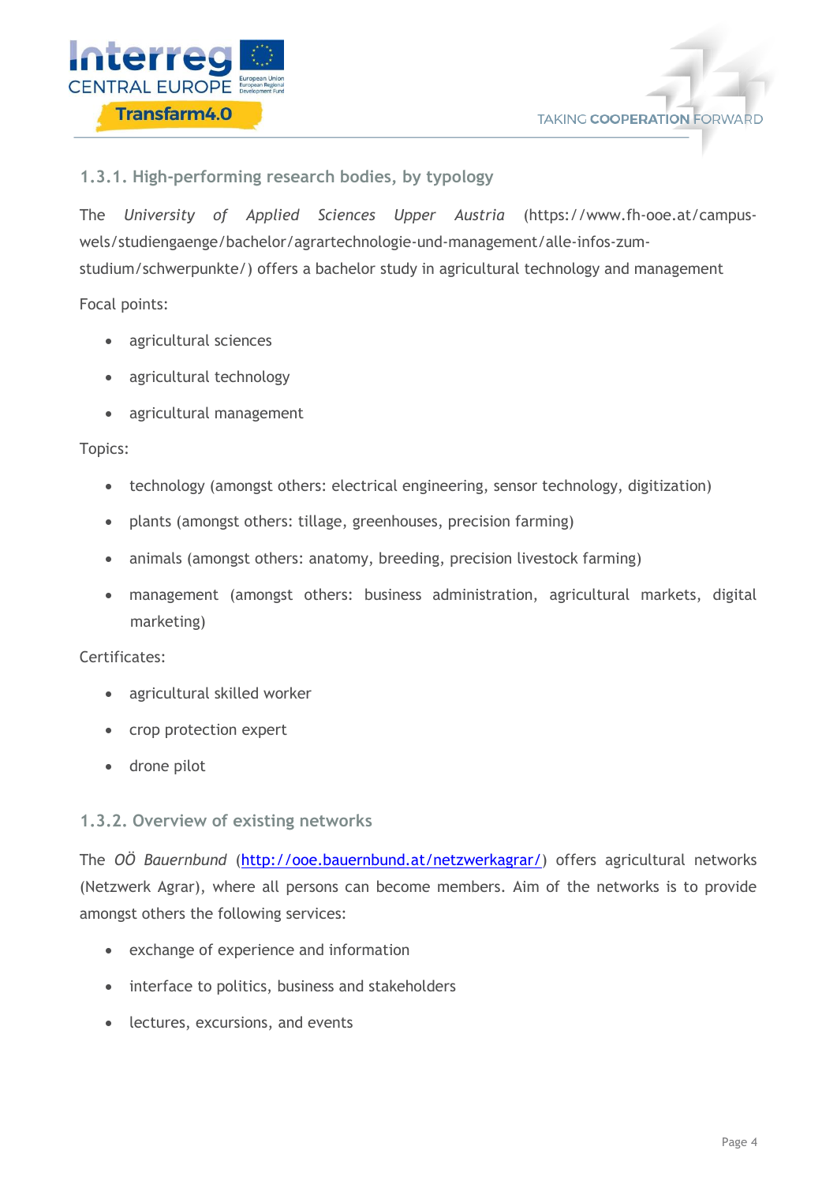### 1.3.1. High-performing research bodies, by typology

The *University of Applied Sciences Upper Austria* (https://www.fh-ooe.at/campus-wels/studiengaenge/bachelor/agrartechnologie-und-management/alle-infos-zum-studium/schwerpunkte/) offers a bachelor study in agricultural technology and management

Focal points:

- agricultural sciences
- agricultural technology
- agricultural management

Topics:

- technology (amongst others: electrical engineering, sensor technology, digitization)
- plants (amongst others: tillage, greenhouses, precision farming)
- animals (amongst others: anatomy, breeding, precision livestock farming)
- management (amongst others: business administration, agricultural markets, digital marketing)

Certificates:

- agricultural skilled worker
- crop protection expert
- drone pilot

### 1.3.2. Overview of existing networks

The *OÖ Bauernbund* (http://ooe.bauernbund.at/netzwerkagrar/) offers agricultural networks (Netzwerk Agrar), where all persons can become members. Aim of the networks is to provide amongst others the following services:

- exchange of experience and information
- interface to politics, business and stakeholders
- lectures, excursions, and events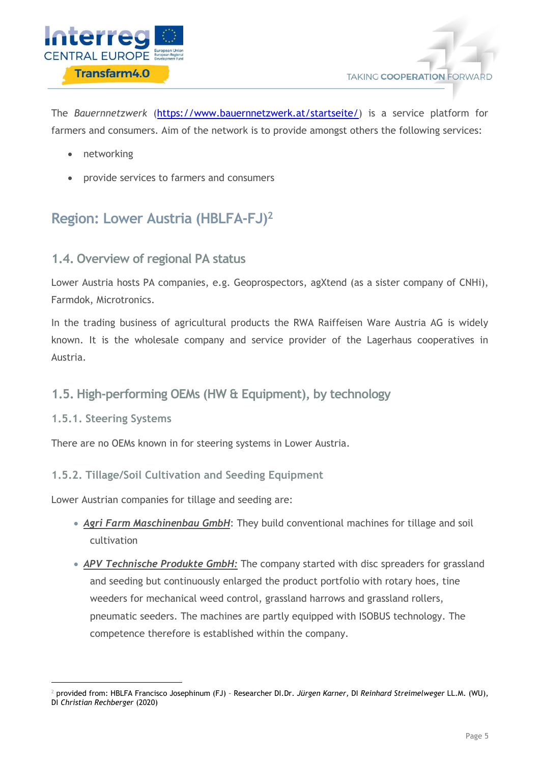The *Bauernnetzwerk* ([https://www.bauernnetzwerk.at/startseite/](https://www.bauernnetzwerk.at/startseite/)) is a service platform for farmers and consumers. Aim of the network is to provide amongst others the following services:

- networking
- provide services to farmers and consumers

## Region: Lower Austria (HBLFA-FJ)[2]

### 1.4. Overview of regional PA status

Lower Austria hosts PA companies, e.g. Geoprospectors, agXtend (as a sister company of CNHi), Farmdok, Microtronics.

In the trading business of agricultural products the RWA Raiffeisen Ware Austria AG is widely known. It is the wholesale company and service provider of the Lagerhaus cooperatives in Austria.

### 1.5. High-performing OEMs (HW & Equipment), by technology

#### 1.5.1. Steering Systems

There are no OEMs known in for steering systems in Lower Austria.

#### 1.5.2. Tillage/Soil Cultivation and Seeding Equipment

Lower Austrian companies for tillage and seeding are:

- ***Agri Farm Maschinenbau GmbH***: They build conventional machines for tillage and soil cultivation
- ***APV Technische Produkte GmbH:*** The company started with disc spreaders for grassland and seeding but continuously enlarged the product portfolio with rotary hoes, tine weeders for mechanical weed control, grassland harrows and grassland rollers, pneumatic seeders. The machines are partly equipped with ISOBUS technology. The competence therefore is established within the company.

---

[2] provided from: HBLFA Francisco Josephinum (FJ) – Researcher DI.Dr. *Jürgen Karner*, DI *Reinhard Streimelweger* LL.M. (WU), DI *Christian Rechberger* (2020)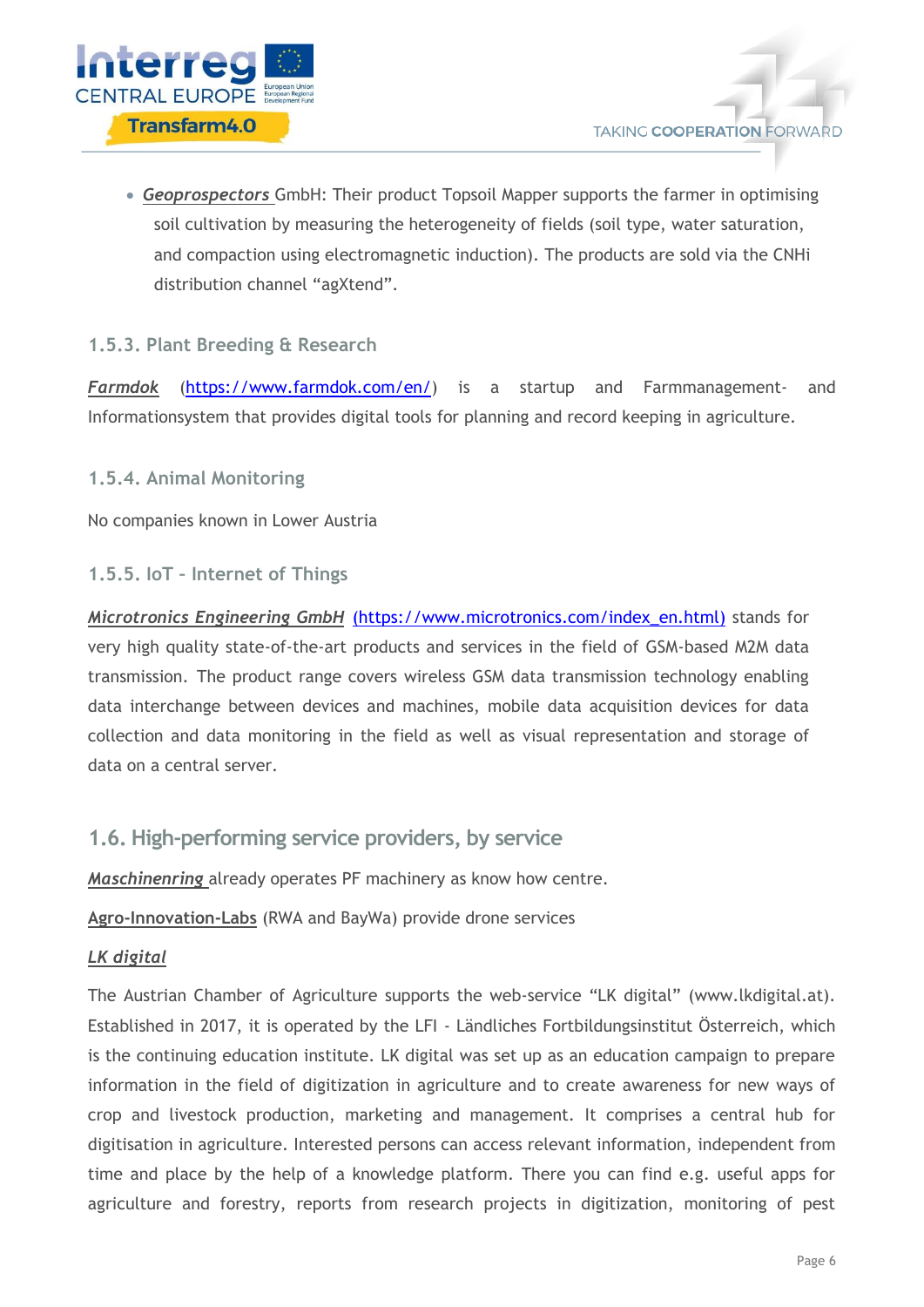- ***Geoprospectors*** GmbH: Their product Topsoil Mapper supports the farmer in optimising soil cultivation by measuring the heterogeneity of fields (soil type, water saturation, and compaction using electromagnetic induction). The products are sold via the CNHi distribution channel "agXtend".

### 1.5.3. Plant Breeding & Research

***Farmdok*** (https://www.farmdok.com/en/) is a startup and Farmmanagement- and Informationsystem that provides digital tools for planning and record keeping in agriculture.

### 1.5.4. Animal Monitoring

No companies known in Lower Austria

### 1.5.5. IoT – Internet of Things

***Microtronics Engineering GmbH*** (https://www.microtronics.com/index_en.html) stands for very high quality state-of-the-art products and services in the field of GSM-based M2M data transmission. The product range covers wireless GSM data transmission technology enabling data interchange between devices and machines, mobile data acquisition devices for data collection and data monitoring in the field as well as visual representation and storage of data on a central server.

## 1.6. High-performing service providers, by service

***Maschinenring*** already operates PF machinery as know how centre.

**Agro-Innovation-Labs** (RWA and BayWa) provide drone services

***LK digital***

The Austrian Chamber of Agriculture supports the web-service "LK digital" (www.lkdigital.at). Established in 2017, it is operated by the LFI - Ländliches Fortbildungsinstitut Österreich, which is the continuing education institute. LK digital was set up as an education campaign to prepare information in the field of digitization in agriculture and to create awareness for new ways of crop and livestock production, marketing and management. It comprises a central hub for digitisation in agriculture. Interested persons can access relevant information, independent from time and place by the help of a knowledge platform. There you can find e.g. useful apps for agriculture and forestry, reports from research projects in digitization, monitoring of pest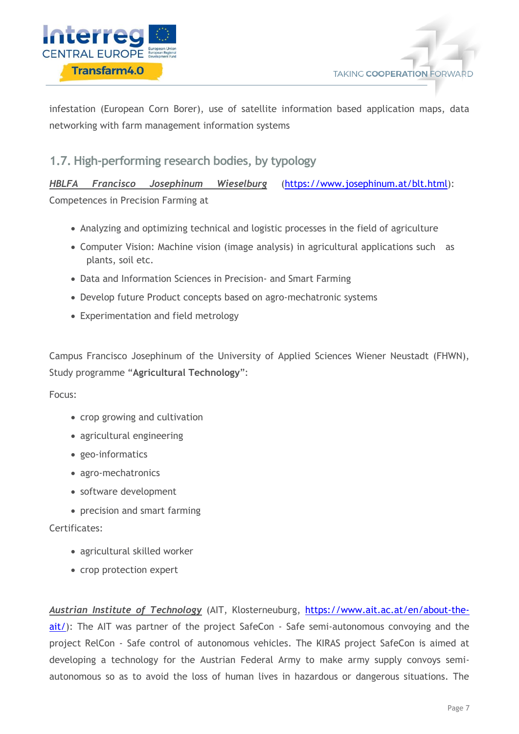infestation (European Corn Borer), use of satellite information based application maps, data networking with farm management information systems

## 1.7. High-performing research bodies, by typology

***HBLFA Francisco Josephinum Wieselburg*** (https://www.josephinum.at/blt.html): Competences in Precision Farming at

- Analyzing and optimizing technical and logistic processes in the field of agriculture
- Computer Vision: Machine vision (image analysis) in agricultural applications such as plants, soil etc.
- Data and Information Sciences in Precision- and Smart Farming
- Develop future Product concepts based on agro-mechatronic systems
- Experimentation and field metrology

Campus Francisco Josephinum of the University of Applied Sciences Wiener Neustadt (FHWN), Study programme "**Agricultural Technology**":

Focus:

- crop growing and cultivation
- agricultural engineering
- geo-informatics
- agro-mechatronics
- software development
- precision and smart farming

Certificates:

- agricultural skilled worker
- crop protection expert

***Austrian Institute of Technology*** (AIT, Klosterneuburg, https://www.ait.ac.at/en/about-the-ait/): The AIT was partner of the project SafeCon - Safe semi-autonomous convoying and the project RelCon - Safe control of autonomous vehicles. The KIRAS project SafeCon is aimed at developing a technology for the Austrian Federal Army to make army supply convoys semi-autonomous so as to avoid the loss of human lives in hazardous or dangerous situations. The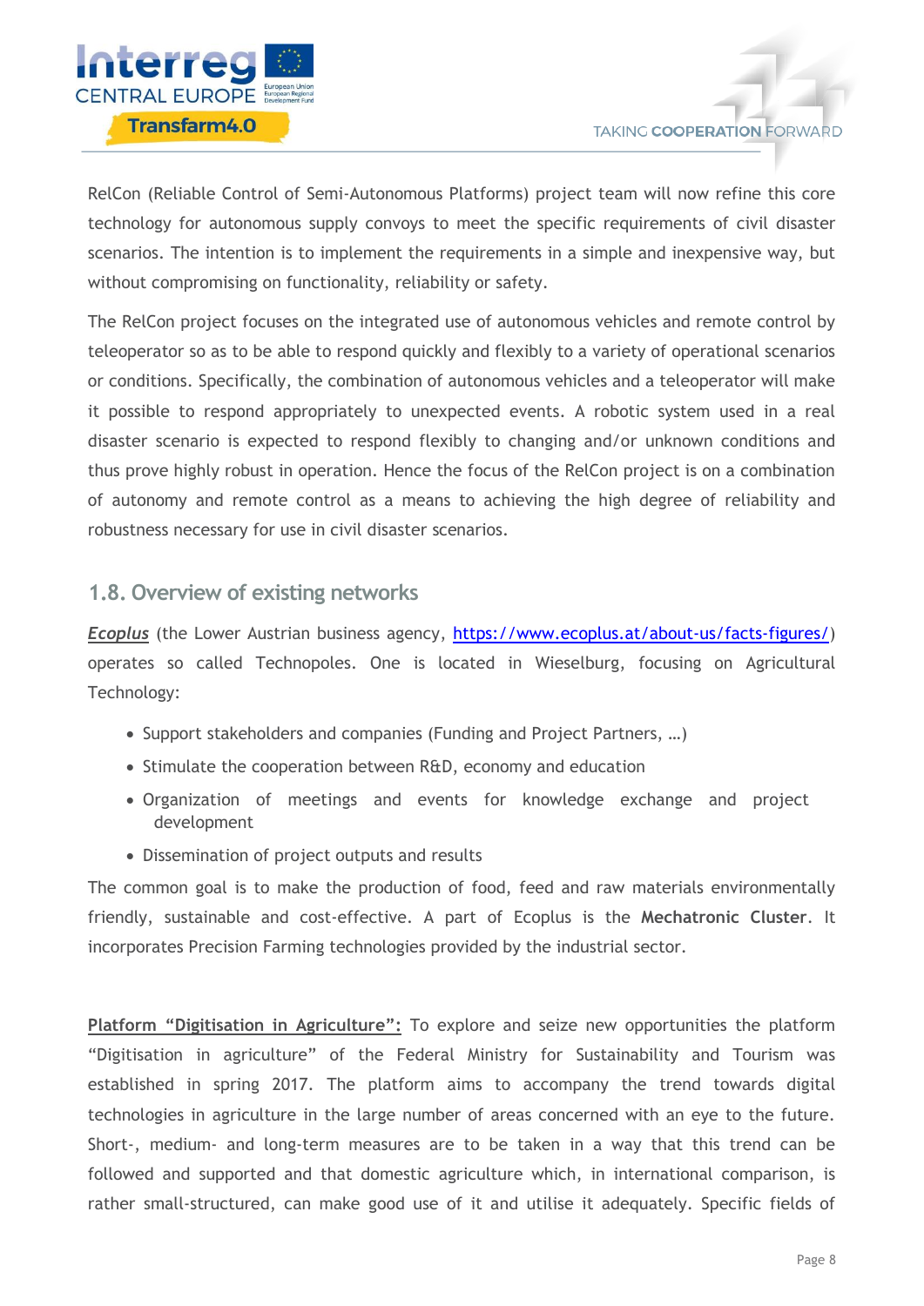RelCon (Reliable Control of Semi-Autonomous Platforms) project team will now refine this core technology for autonomous supply convoys to meet the specific requirements of civil disaster scenarios. The intention is to implement the requirements in a simple and inexpensive way, but without compromising on functionality, reliability or safety.

The RelCon project focuses on the integrated use of autonomous vehicles and remote control by teleoperator so as to be able to respond quickly and flexibly to a variety of operational scenarios or conditions. Specifically, the combination of autonomous vehicles and a teleoperator will make it possible to respond appropriately to unexpected events. A robotic system used in a real disaster scenario is expected to respond flexibly to changing and/or unknown conditions and thus prove highly robust in operation. Hence the focus of the RelCon project is on a combination of autonomy and remote control as a means to achieving the high degree of reliability and robustness necessary for use in civil disaster scenarios.

## 1.8. Overview of existing networks

***Ecoplus*** (the Lower Austrian business agency, [https://www.ecoplus.at/about-us/facts-figures/](https://www.ecoplus.at/about-us/facts-figures/)) operates so called Technopoles. One is located in Wieselburg, focusing on Agricultural Technology:

- Support stakeholders and companies (Funding and Project Partners, …)
- Stimulate the cooperation between R&D, economy and education
- Organization of meetings and events for knowledge exchange and project development
- Dissemination of project outputs and results

The common goal is to make the production of food, feed and raw materials environmentally friendly, sustainable and cost-effective. A part of Ecoplus is the **Mechatronic Cluster**. It incorporates Precision Farming technologies provided by the industrial sector.

**Platform "Digitisation in Agriculture":** To explore and seize new opportunities the platform "Digitisation in agriculture" of the Federal Ministry for Sustainability and Tourism was established in spring 2017. The platform aims to accompany the trend towards digital technologies in agriculture in the large number of areas concerned with an eye to the future. Short-, medium- and long-term measures are to be taken in a way that this trend can be followed and supported and that domestic agriculture which, in international comparison, is rather small-structured, can make good use of it and utilise it adequately. Specific fields of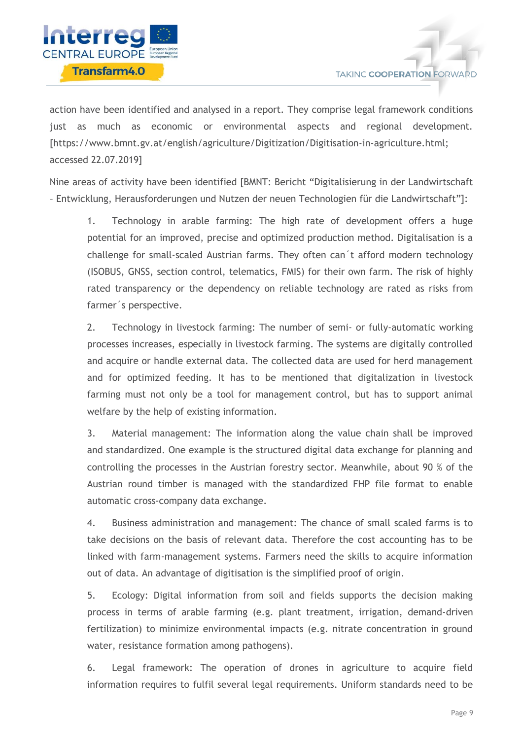action have been identified and analysed in a report. They comprise legal framework conditions just as much as economic or environmental aspects and regional development. [https://www.bmnt.gv.at/english/agriculture/Digitization/Digitisation-in-agriculture.html; accessed 22.07.2019]

Nine areas of activity have been identified [BMNT: Bericht “Digitalisierung in der Landwirtschaft – Entwicklung, Herausforderungen und Nutzen der neuen Technologien für die Landwirtschaft”]:

1. Technology in arable farming: The high rate of development offers a huge potential for an improved, precise and optimized production method. Digitalisation is a challenge for small-scaled Austrian farms. They often can´t afford modern technology (ISOBUS, GNSS, section control, telematics, FMIS) for their own farm. The risk of highly rated transparency or the dependency on reliable technology are rated as risks from farmer´s perspective.

2. Technology in livestock farming: The number of semi- or fully-automatic working processes increases, especially in livestock farming. The systems are digitally controlled and acquire or handle external data. The collected data are used for herd management and for optimized feeding. It has to be mentioned that digitalization in livestock farming must not only be a tool for management control, but has to support animal welfare by the help of existing information.

3. Material management: The information along the value chain shall be improved and standardized. One example is the structured digital data exchange for planning and controlling the processes in the Austrian forestry sector. Meanwhile, about 90 % of the Austrian round timber is managed with the standardized FHP file format to enable automatic cross-company data exchange.

4. Business administration and management: The chance of small scaled farms is to take decisions on the basis of relevant data. Therefore the cost accounting has to be linked with farm-management systems. Farmers need the skills to acquire information out of data. An advantage of digitisation is the simplified proof of origin.

5. Ecology: Digital information from soil and fields supports the decision making process in terms of arable farming (e.g. plant treatment, irrigation, demand-driven fertilization) to minimize environmental impacts (e.g. nitrate concentration in ground water, resistance formation among pathogens).

6. Legal framework: The operation of drones in agriculture to acquire field information requires to fulfil several legal requirements. Uniform standards need to be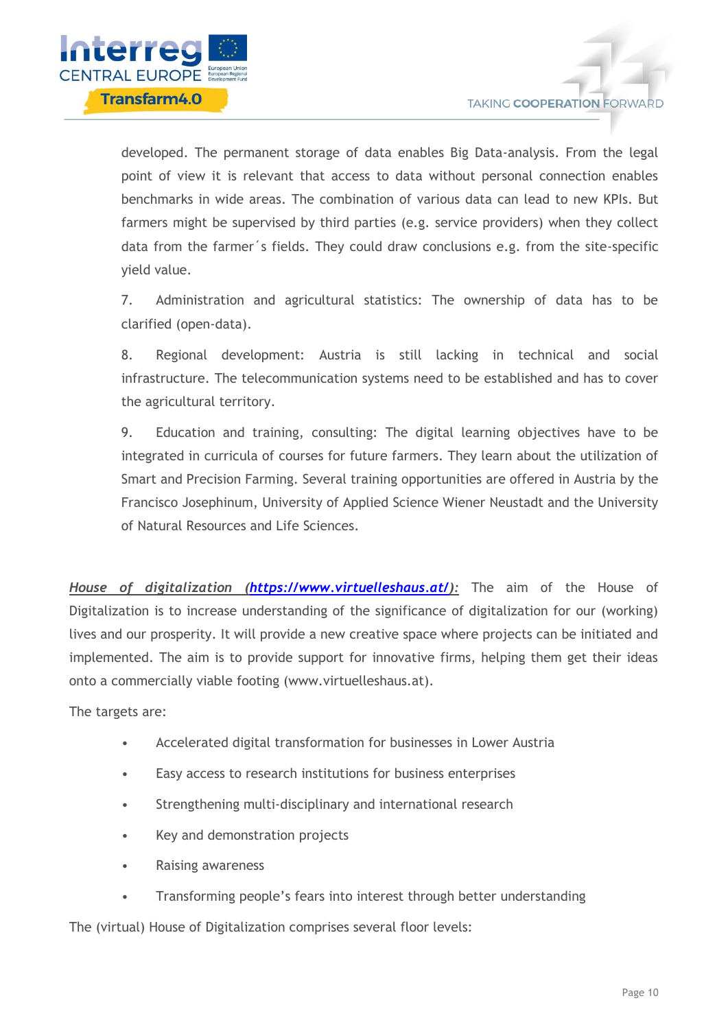developed. The permanent storage of data enables Big Data-analysis. From the legal point of view it is relevant that access to data without personal connection enables benchmarks in wide areas. The combination of various data can lead to new KPIs. But farmers might be supervised by third parties (e.g. service providers) when they collect data from the farmer´s fields. They could draw conclusions e.g. from the site-specific yield value.

7. Administration and agricultural statistics: The ownership of data has to be clarified (open-data).

8. Regional development: Austria is still lacking in technical and social infrastructure. The telecommunication systems need to be established and has to cover the agricultural territory.

9. Education and training, consulting: The digital learning objectives have to be integrated in curricula of courses for future farmers. They learn about the utilization of Smart and Precision Farming. Several training opportunities are offered in Austria by the Francisco Josephinum, University of Applied Science Wiener Neustadt and the University of Natural Resources and Life Sciences.

***House of digitalization (https://www.virtuelleshaus.at/):*** The aim of the House of Digitalization is to increase understanding of the significance of digitalization for our (working) lives and our prosperity. It will provide a new creative space where projects can be initiated and implemented. The aim is to provide support for innovative firms, helping them get their ideas onto a commercially viable footing (www.virtuelleshaus.at).

The targets are:

- Accelerated digital transformation for businesses in Lower Austria
- Easy access to research institutions for business enterprises
- Strengthening multi-disciplinary and international research
- Key and demonstration projects
- Raising awareness
- Transforming people’s fears into interest through better understanding

The (virtual) House of Digitalization comprises several floor levels: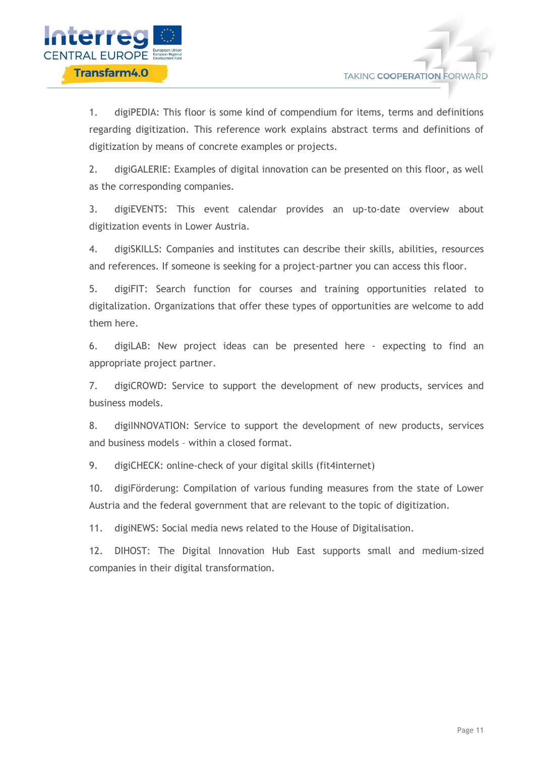1. digiPEDIA: This floor is some kind of compendium for items, terms and definitions regarding digitization. This reference work explains abstract terms and definitions of digitization by means of concrete examples or projects.

2. digiGALERIE: Examples of digital innovation can be presented on this floor, as well as the corresponding companies.

3. digiEVENTS: This event calendar provides an up-to-date overview about digitization events in Lower Austria.

4. digiSKILLS: Companies and institutes can describe their skills, abilities, resources and references. If someone is seeking for a project-partner you can access this floor.

5. digiFIT: Search function for courses and training opportunities related to digitalization. Organizations that offer these types of opportunities are welcome to add them here.

6. digiLAB: New project ideas can be presented here - expecting to find an appropriate project partner.

7. digiCROWD: Service to support the development of new products, services and business models.

8. digiINNOVATION: Service to support the development of new products, services and business models – within a closed format.

9. digiCHECK: online-check of your digital skills (fit4internet)

10. digiFörderung: Compilation of various funding measures from the state of Lower Austria and the federal government that are relevant to the topic of digitization.

11. digiNEWS: Social media news related to the House of Digitalisation.

12. DIHOST: The Digital Innovation Hub East supports small and medium-sized companies in their digital transformation.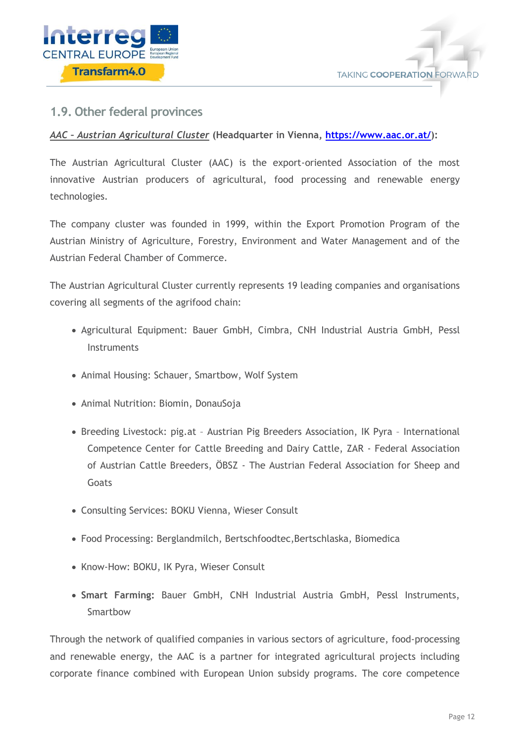## 1.9. Other federal provinces

***AAC – Austrian Agricultural Cluster*** **(Headquarter in Vienna, https://www.aac.or.at/):**

The Austrian Agricultural Cluster (AAC) is the export-oriented Association of the most innovative Austrian producers of agricultural, food processing and renewable energy technologies.

The company cluster was founded in 1999, within the Export Promotion Program of the Austrian Ministry of Agriculture, Forestry, Environment and Water Management and of the Austrian Federal Chamber of Commerce.

The Austrian Agricultural Cluster currently represents 19 leading companies and organisations covering all segments of the agrifood chain:

- Agricultural Equipment: Bauer GmbH, Cimbra, CNH Industrial Austria GmbH, Pessl Instruments
- Animal Housing: Schauer, Smartbow, Wolf System
- Animal Nutrition: Biomin, DonauSoja
- Breeding Livestock: pig.at – Austrian Pig Breeders Association, IK Pyra – International Competence Center for Cattle Breeding and Dairy Cattle, ZAR - Federal Association of Austrian Cattle Breeders, ÖBSZ - The Austrian Federal Association for Sheep and Goats
- Consulting Services: BOKU Vienna, Wieser Consult
- Food Processing: Berglandmilch, Bertschfoodtec,Bertschlaska, Biomedica
- Know-How: BOKU, IK Pyra, Wieser Consult
- **Smart Farming:** Bauer GmbH, CNH Industrial Austria GmbH, Pessl Instruments, Smartbow

Through the network of qualified companies in various sectors of agriculture, food-processing and renewable energy, the AAC is a partner for integrated agricultural projects including corporate finance combined with European Union subsidy programs. The core competence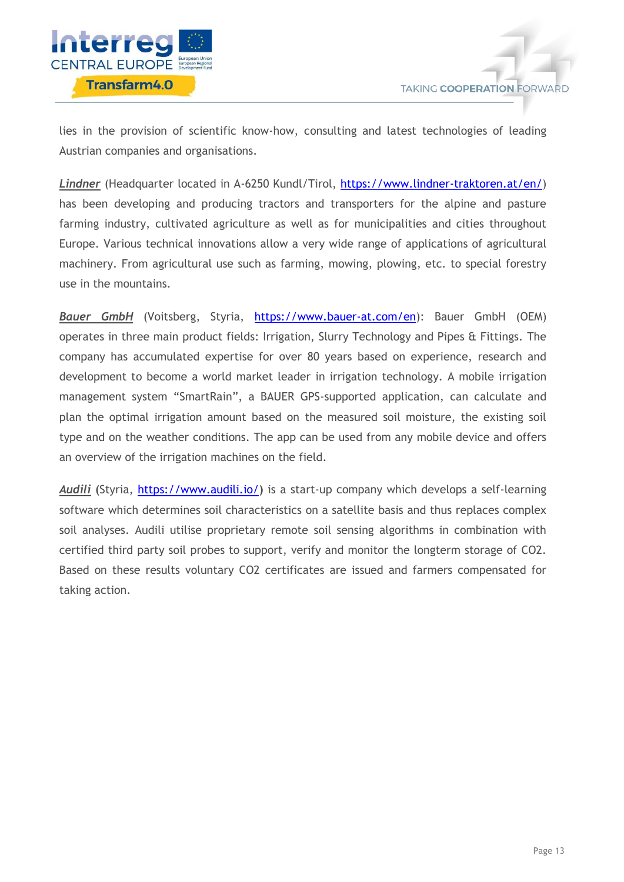lies in the provision of scientific know-how, consulting and latest technologies of leading Austrian companies and organisations.

***Lindner*** (Headquarter located in A-6250 Kundl/Tirol, https://www.lindner-traktoren.at/en/) has been developing and producing tractors and transporters for the alpine and pasture farming industry, cultivated agriculture as well as for municipalities and cities throughout Europe. Various technical innovations allow a very wide range of applications of agricultural machinery. From agricultural use such as farming, mowing, plowing, etc. to special forestry use in the mountains.

***Bauer GmbH*** (Voitsberg, Styria, https://www.bauer-at.com/en): Bauer GmbH (OEM) operates in three main product fields: Irrigation, Slurry Technology and Pipes & Fittings. The company has accumulated expertise for over 80 years based on experience, research and development to become a world market leader in irrigation technology. A mobile irrigation management system "SmartRain", a BAUER GPS-supported application, can calculate and plan the optimal irrigation amount based on the measured soil moisture, the existing soil type and on the weather conditions. The app can be used from any mobile device and offers an overview of the irrigation machines on the field.

***Audili*** **(**Styria, https://www.audili.io/**)** is a start-up company which develops a self-learning software which determines soil characteristics on a satellite basis and thus replaces complex soil analyses. Audili utilise proprietary remote soil sensing algorithms in combination with certified third party soil probes to support, verify and monitor the longterm storage of $CO_2$. Based on these results voluntary $CO_2$ certificates are issued and farmers compensated for taking action.